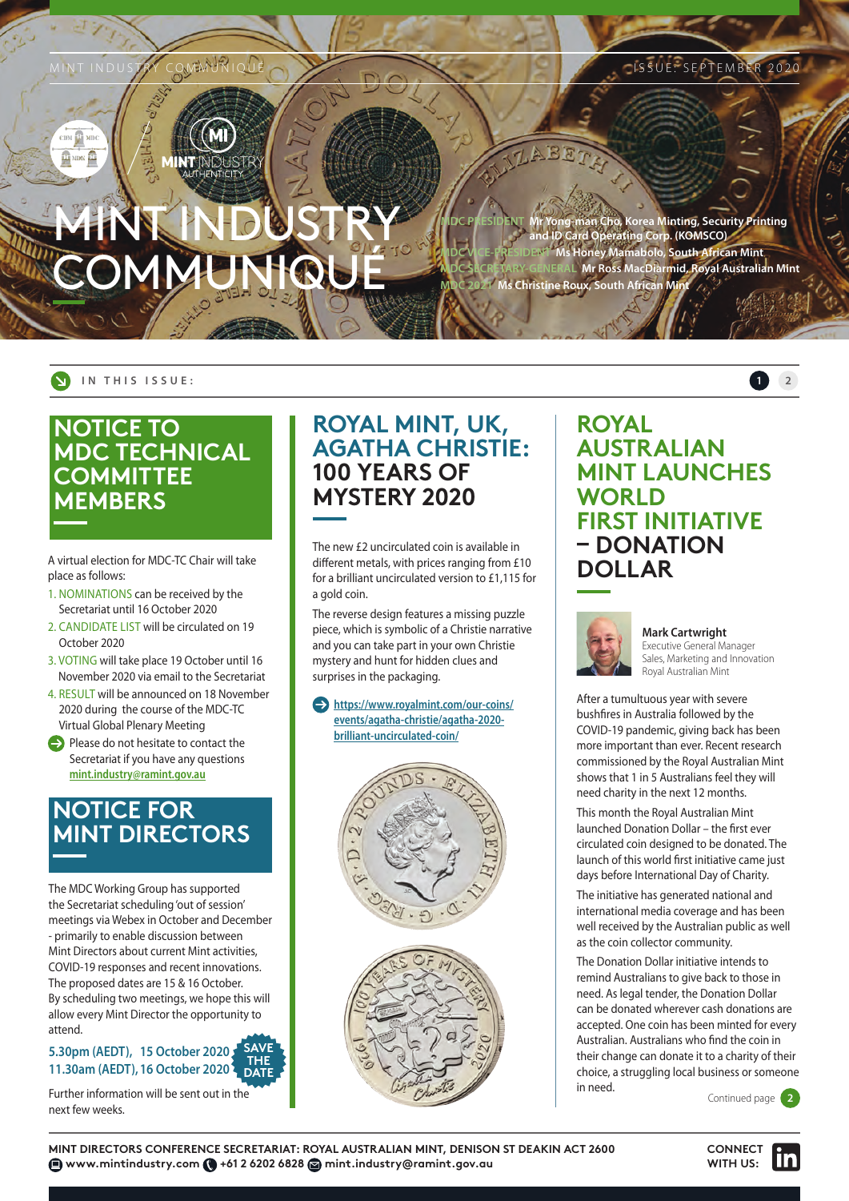MINT INDUSTRY COMMUNIQUÉ

ISSUE: SEPTEMBER 2020

# MINT INDUSTRY COMMUNIQUÉ

**MDC PRESIDENT** Mr Yong-man Cho, Korea Minting, Security Printing and ID Card Operating Corp. (KOMSCO)
**MDC VICE-PRESIDENT** Ms Honey Mamabolo, South African Mint
**MDC SECRETARY-GENERAL** Mr Ross MacDiarmid, Royal Australian Mint
**MDC 2021** Ms Christine Roux, South African Mint

IN THIS ISSUE:

## NOTICE TO MDC TECHNICAL COMMITTEE MEMBERS

A virtual election for MDC-TC Chair will take place as follows:

1. NOMINATIONS can be received by the Secretariat until 16 October 2020
2. CANDIDATE LIST will be circulated on 19 October 2020
3. VOTING will take place 19 October until 16 November 2020 via email to the Secretariat
4. RESULT will be announced on 18 November 2020 during the course of the MDC-TC Virtual Global Plenary Meeting

Please do not hesitate to contact the Secretariat if you have any questions **mint.industry@ramint.gov.au**

## NOTICE FOR MINT DIRECTORS

The MDC Working Group has supported the Secretariat scheduling 'out of session' meetings via Webex in October and December - primarily to enable discussion between Mint Directors about current Mint activities, COVID-19 responses and recent innovations. The proposed dates are 15 & 16 October. By scheduling two meetings, we hope this will allow every Mint Director the opportunity to attend.

**5.30pm (AEDT), 15 October 2020**
**11.30am (AEDT), 16 October 2020**

SAVE THE DATE

Further information will be sent out in the next few weeks.

## ROYAL MINT, UK, AGATHA CHRISTIE: 100 YEARS OF MYSTERY 2020

The new £2 uncirculated coin is available in different metals, with prices ranging from £10 for a brilliant uncirculated version to £1,115 for a gold coin.

The reverse design features a missing puzzle piece, which is symbolic of a Christie narrative and you can take part in your own Christie mystery and hunt for hidden clues and surprises in the packaging.

https://www.royalmint.com/our-coins/events/agatha-christie/agatha-2020-brilliant-uncirculated-coin/

## ROYAL AUSTRALIAN MINT LAUNCHES WORLD FIRST INITIATIVE – DONATION DOLLAR

**Mark Cartwright**
Executive General Manager
Sales, Marketing and Innovation
Royal Australian Mint

After a tumultuous year with severe bushfires in Australia followed by the COVID-19 pandemic, giving back has been more important than ever. Recent research commissioned by the Royal Australian Mint shows that 1 in 5 Australians feel they will need charity in the next 12 months.

This month the Royal Australian Mint launched Donation Dollar – the first ever circulated coin designed to be donated. The launch of this world first initiative came just days before International Day of Charity.

The initiative has generated national and international media coverage and has been well received by the Australian public as well as the coin collector community.

The Donation Dollar initiative intends to remind Australians to give back to those in need. As legal tender, the Donation Dollar can be donated wherever cash donations are accepted. One coin has been minted for every Australian. Australians who find the coin in their change can donate it to a charity of their choice, a struggling local business or someone in need.

Continued page 2

**MINT DIRECTORS CONFERENCE SECRETARIAT: ROYAL AUSTRALIAN MINT, DENISON ST DEAKIN ACT 2600**
**www.mintindustry.com** **+61 2 6202 6828** **mint.industry@ramint.gov.au**

**CONNECT WITH US:**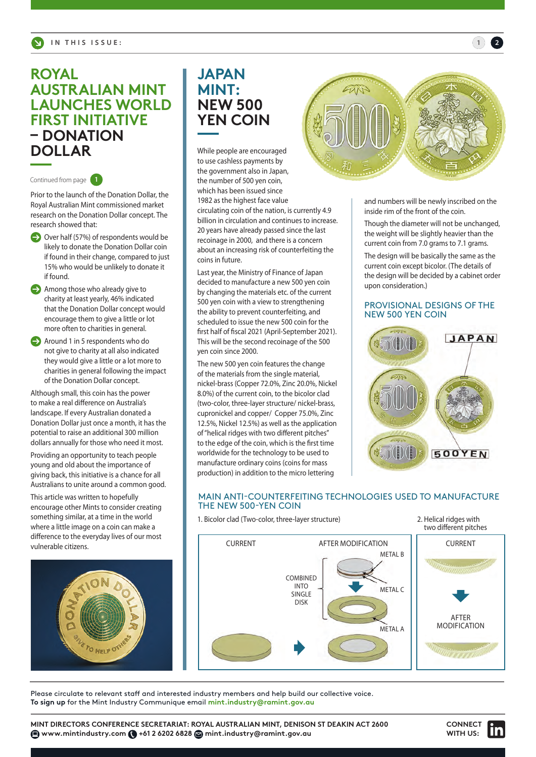## ROYAL AUSTRALIAN MINT LAUNCHES WORLD FIRST INITIATIVE – DONATION DOLLAR

Continued from page 1

Prior to the launch of the Donation Dollar, the Royal Australian Mint commissioned market research on the Donation Dollar concept. The research showed that:

- Over half (57%) of respondents would be likely to donate the Donation Dollar coin if found in their change, compared to just 15% who would be unlikely to donate it if found.
- Among those who already give to charity at least yearly, 46% indicated that the Donation Dollar concept would encourage them to give a little or lot more often to charities in general.
- Around 1 in 5 respondents who do not give to charity at all also indicated they would give a little or a lot more to charities in general following the impact of the Donation Dollar concept.

Although small, this coin has the power to make a real difference on Australia's landscape. If every Australian donated a Donation Dollar just once a month, it has the potential to raise an additional 300 million dollars annually for those who need it most.

Providing an opportunity to teach people young and old about the importance of giving back, this initiative is a chance for all Australians to unite around a common good.

This article was written to hopefully encourage other Mints to consider creating something similar, at a time in the world where a little image on a coin can make a difference to the everyday lives of our most vulnerable citizens.

## JAPAN MINT: NEW 500 YEN COIN

While people are encouraged to use cashless payments by the government also in Japan, the number of 500 yen coin, which has been issued since 1982 as the highest face value circulating coin of the nation, is currently 4.9 billion in circulation and continues to increase. 20 years have already passed since the last recoinage in 2000, and there is a concern about an increasing risk of counterfeiting the coins in future.

Last year, the Ministry of Finance of Japan decided to manufacture a new 500 yen coin by changing the materials etc. of the current 500 yen coin with a view to strengthening the ability to prevent counterfeiting, and scheduled to issue the new 500 coin for the first half of fiscal 2021 (April-September 2021). This will be the second recoinage of the 500 yen coin since 2000.

The new 500 yen coin features the change of the materials from the single material, nickel-brass (Copper 72.0%, Zinc 20.0%, Nickel 8.0%) of the current coin, to the bicolor clad (two-color, three-layer structure/ nickel-brass, cupronickel and copper/ Copper 75.0%, Zinc 12.5%, Nickel 12.5%) as well as the application of "helical ridges with two different pitches" to the edge of the coin, which is the first time worldwide for the technology to be used to manufacture ordinary coins (coins for mass production) in addition to the micro lettering and numbers will be newly inscribed on the inside rim of the front of the coin.

Though the diameter will not be unchanged, the weight will be slightly heavier than the current coin from 7.0 grams to 7.1 grams.

The design will be basically the same as the current coin except bicolor. (The details of the design will be decided by a cabinet order upon consideration.)

### PROVISIONAL DESIGNS OF THE NEW 500 YEN COIN

JAPAN

500YEN

### MAIN ANTI-COUNTERFEITING TECHNOLOGIES USED TO MANUFACTURE THE NEW 500-YEN COIN

1. Bicolor clad (Two-color, three-layer structure)

CURRENT

AFTER MODIFICATION

METAL B

COMBINED INTO SINGLE DISK

METAL C

METAL A

2. Helical ridges with two different pitches

CURRENT

AFTER MODIFICATION

Please circulate to relevant staff and interested industry members and help build our collective voice.
**To sign up** for the Mint Industry Communique email **mint.industry@ramint.gov.au**

**MINT DIRECTORS CONFERENCE SECRETARIAT: ROYAL AUSTRALIAN MINT, DENISON ST DEAKIN ACT 2600**
**www.mintindustry.com** **+61 2 6202 6828** **mint.industry@ramint.gov.au**

**CONNECT WITH US:**